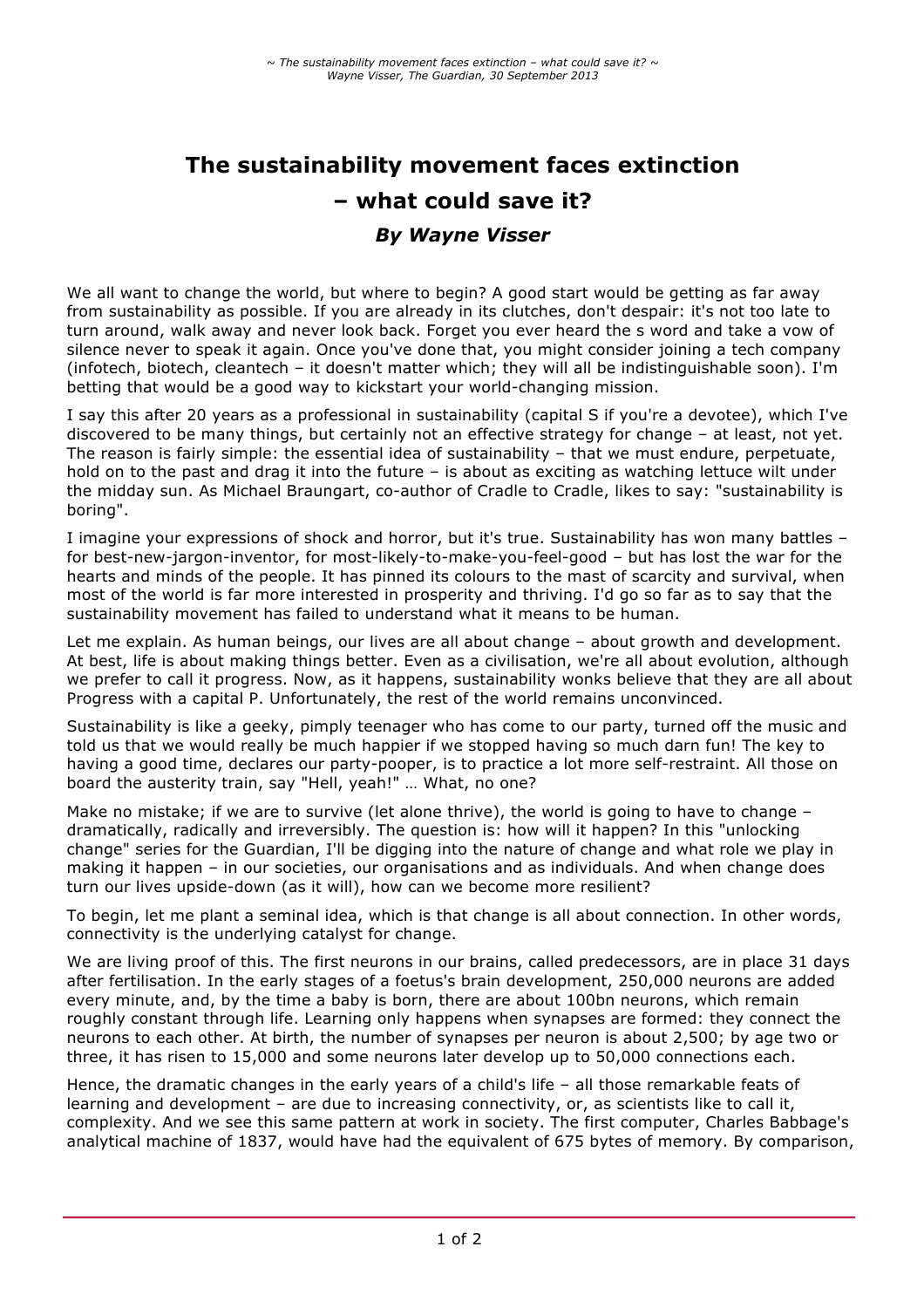# The sustainability movement faces extinction – what could save it?

### *By Wayne Visser*

We all want to change the world, but where to begin? A good start would be getting as far away from sustainability as possible. If you are already in its clutches, don't despair: it's not too late to turn around, walk away and never look back. Forget you ever heard the s word and take a vow of silence never to speak it again. Once you've done that, you might consider joining a tech company (infotech, biotech, cleantech – it doesn't matter which; they will all be indistinguishable soon). I'm betting that would be a good way to kickstart your world-changing mission.

I say this after 20 years as a professional in sustainability (capital S if you're a devotee), which I've discovered to be many things, but certainly not an effective strategy for change – at least, not yet. The reason is fairly simple: the essential idea of sustainability – that we must endure, perpetuate, hold on to the past and drag it into the future – is about as exciting as watching lettuce wilt under the midday sun. As Michael Braungart, co-author of Cradle to Cradle, likes to say: "sustainability is boring".

I imagine your expressions of shock and horror, but it's true. Sustainability has won many battles – for best-new-jargon-inventor, for most-likely-to-make-you-feel-good – but has lost the war for the hearts and minds of the people. It has pinned its colours to the mast of scarcity and survival, when most of the world is far more interested in prosperity and thriving. I'd go so far as to say that the sustainability movement has failed to understand what it means to be human.

Let me explain. As human beings, our lives are all about change – about growth and development. At best, life is about making things better. Even as a civilisation, we're all about evolution, although we prefer to call it progress. Now, as it happens, sustainability wonks believe that they are all about Progress with a capital P. Unfortunately, the rest of the world remains unconvinced.

Sustainability is like a geeky, pimply teenager who has come to our party, turned off the music and told us that we would really be much happier if we stopped having so much darn fun! The key to having a good time, declares our party-pooper, is to practice a lot more self-restraint. All those on board the austerity train, say "Hell, yeah!" … What, no one?

Make no mistake; if we are to survive (let alone thrive), the world is going to have to change – dramatically, radically and irreversibly. The question is: how will it happen? In this "unlocking change" series for the Guardian, I'll be digging into the nature of change and what role we play in making it happen – in our societies, our organisations and as individuals. And when change does turn our lives upside-down (as it will), how can we become more resilient?

To begin, let me plant a seminal idea, which is that change is all about connection. In other words, connectivity is the underlying catalyst for change.

We are living proof of this. The first neurons in our brains, called predecessors, are in place 31 days after fertilisation. In the early stages of a foetus's brain development, 250,000 neurons are added every minute, and, by the time a baby is born, there are about 100bn neurons, which remain roughly constant through life. Learning only happens when synapses are formed: they connect the neurons to each other. At birth, the number of synapses per neuron is about 2,500; by age two or three, it has risen to 15,000 and some neurons later develop up to 50,000 connections each.

Hence, the dramatic changes in the early years of a child's life – all those remarkable feats of learning and development – are due to increasing connectivity, or, as scientists like to call it, complexity. And we see this same pattern at work in society. The first computer, Charles Babbage's analytical machine of 1837, would have had the equivalent of 675 bytes of memory. By comparison,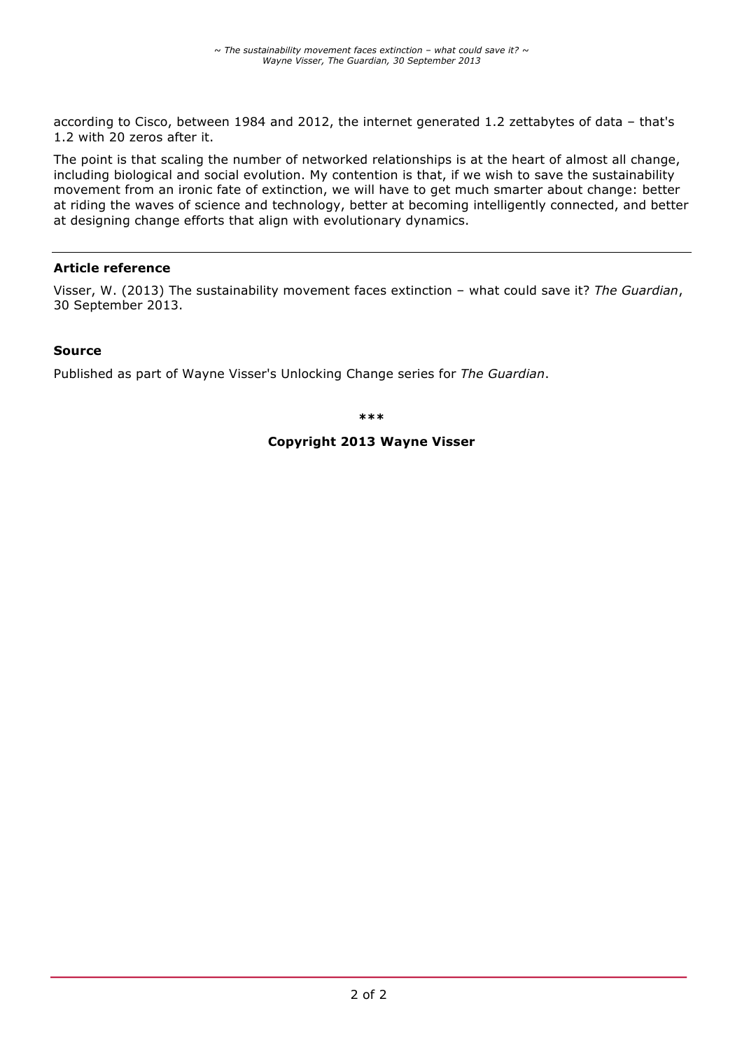according to Cisco, between 1984 and 2012, the internet generated 1.2 zettabytes of data – that's 1.2 with 20 zeros after it.

The point is that scaling the number of networked relationships is at the heart of almost all change, including biological and social evolution. My contention is that, if we wish to save the sustainability movement from an ironic fate of extinction, we will have to get much smarter about change: better at riding the waves of science and technology, better at becoming intelligently connected, and better at designing change efforts that align with evolutionary dynamics.

---

**Article reference**

Visser, W. (2013) The sustainability movement faces extinction – what could save it? *The Guardian*, 30 September 2013.

**Source**

Published as part of Wayne Visser's Unlocking Change series for *The Guardian*.

***

**Copyright 2013 Wayne Visser**